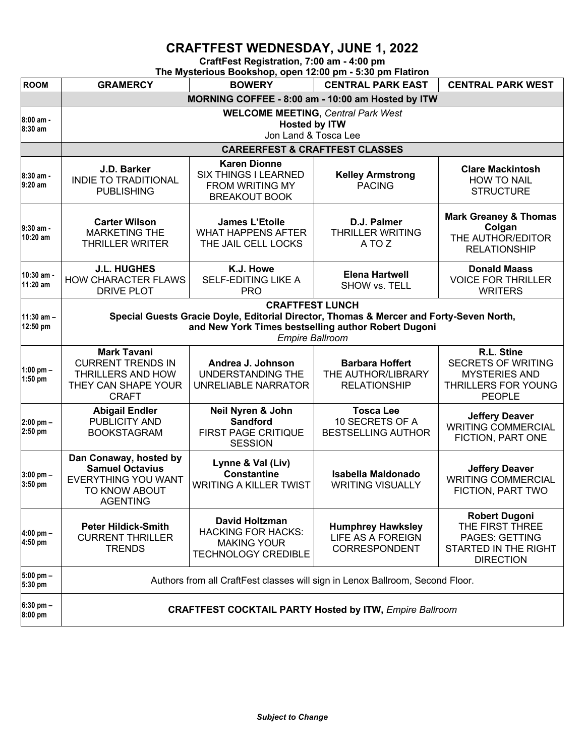# CRAFTFEST WEDNESDAY, JUNE 1, 2022

**CraftFest Registration, 7:00 am - 4:00 pm**

**The Mysterious Bookshop, open 12:00 pm - 5:30 pm Flatiron**

| ROOM | GRAMERCY | BOWERY | CENTRAL PARK EAST | CENTRAL PARK WEST |
|---|---|---|---|---|
| | **MORNING COFFEE - 8:00 am - 10:00 am Hosted by ITW** | | | |
| 8:00 am - 8:30 am | **WELCOME MEETING,** *Central Park West* **Hosted by ITW** Jon Land & Tosca Lee | | | |
| | **CAREERFEST & CRAFTFEST CLASSES** | | | |
| 8:30 am - 9:20 am | **J.D. Barker** INDIE TO TRADITIONAL PUBLISHING | **Karen Dionne** SIX THINGS I LEARNED FROM WRITING MY BREAKOUT BOOK | **Kelley Armstrong** PACING | **Clare Mackintosh** HOW TO NAIL STRUCTURE |
| 9:30 am - 10:20 am | **Carter Wilson** MARKETING THE THRILLER WRITER | **James L'Etoile** WHAT HAPPENS AFTER THE JAIL CELL LOCKS | **D.J. Palmer** THRILLER WRITING A TO Z | **Mark Greaney & Thomas Colgan** THE AUTHOR/EDITOR RELATIONSHIP |
| 10:30 am - 11:20 am | **J.L. HUGHES** HOW CHARACTER FLAWS DRIVE PLOT | **K.J. Howe** SELF-EDITING LIKE A PRO | **Elena Hartwell** SHOW vs. TELL | **Donald Maass** VOICE FOR THRILLER WRITERS |
| 11:30 am – 12:50 pm | **CRAFTFEST LUNCH** **Special Guests Gracie Doyle, Editorial Director, Thomas & Mercer and Forty-Seven North, and New York Times bestselling author Robert Dugoni** *Empire Ballroom* | | | |
| 1:00 pm – 1:50 pm | **Mark Tavani** CURRENT TRENDS IN THRILLERS AND HOW THEY CAN SHAPE YOUR CRAFT | **Andrea J. Johnson** UNDERSTANDING THE UNRELIABLE NARRATOR | **Barbara Hoffert** THE AUTHOR/LIBRARY RELATIONSHIP | **R.L. Stine** SECRETS OF WRITING MYSTERIES AND THRILLERS FOR YOUNG PEOPLE |
| 2:00 pm – 2:50 pm | **Abigail Endler** PUBLICITY AND BOOKSTAGRAM | **Neil Nyren & John Sandford** FIRST PAGE CRITIQUE SESSION | **Tosca Lee** 10 SECRETS OF A BESTSELLING AUTHOR | **Jeffery Deaver** WRITING COMMERCIAL FICTION, PART ONE |
| 3:00 pm – 3:50 pm | **Dan Conaway, hosted by Samuel Octavius** EVERYTHING YOU WANT TO KNOW ABOUT AGENTING | **Lynne & Val (Liv) Constantine** WRITING A KILLER TWIST | **Isabella Maldonado** WRITING VISUALLY | **Jeffery Deaver** WRITING COMMERCIAL FICTION, PART TWO |
| 4:00 pm – 4:50 pm | **Peter Hildick-Smith** CURRENT THRILLER TRENDS | **David Holtzman** HACKING FOR HACKS: MAKING YOUR TECHNOLOGY CREDIBLE | **Humphrey Hawksley** LIFE AS A FOREIGN CORRESPONDENT | **Robert Dugoni** THE FIRST THREE PAGES: GETTING STARTED IN THE RIGHT DIRECTION |
| 5:00 pm – 5:30 pm | Authors from all CraftFest classes will sign in Lenox Ballroom, Second Floor. | | | |
| 6:30 pm – 8:00 pm | **CRAFTFEST COCKTAIL PARTY Hosted by ITW,** *Empire Ballroom* | | | |

***Subject to Change***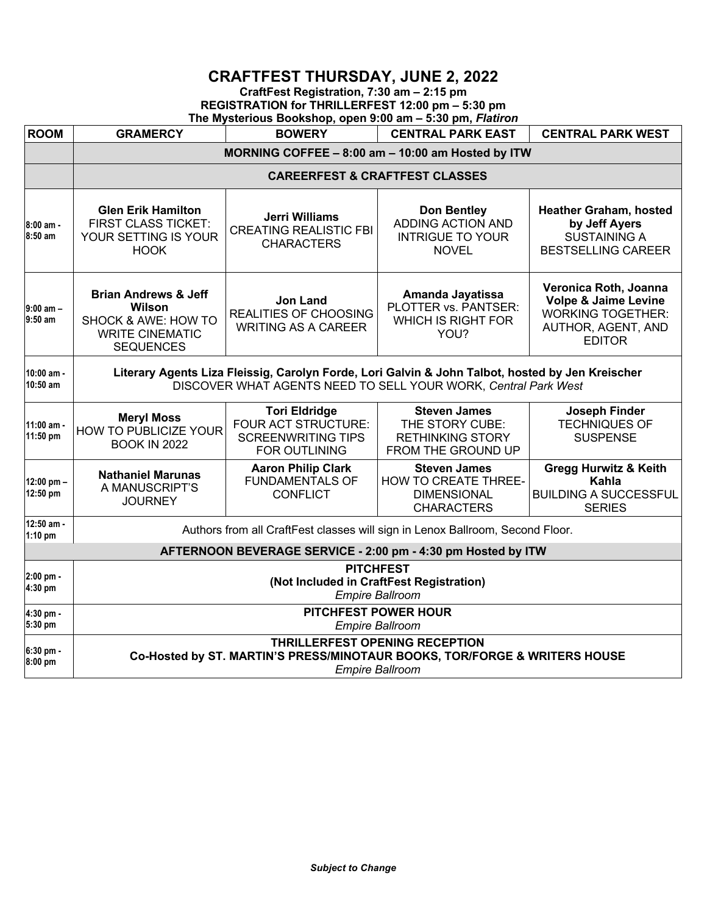# CRAFTFEST THURSDAY, JUNE 2, 2022

**CraftFest Registration, 7:30 am – 2:15 pm**
**REGISTRATION for THRILLERFEST 12:00 pm – 5:30 pm**
**The Mysterious Bookshop, open 9:00 am – 5:30 pm, *Flatiron***

| ROOM | GRAMERCY | BOWERY | CENTRAL PARK EAST | CENTRAL PARK WEST |
|---|---|---|---|---|
| | **MORNING COFFEE – 8:00 am – 10:00 am Hosted by ITW** | | | |
| | **CAREERFEST & CRAFTFEST CLASSES** | | | |
| 8:00 am - 8:50 am | **Glen Erik Hamilton** FIRST CLASS TICKET: YOUR SETTING IS YOUR HOOK | **Jerri Williams** CREATING REALISTIC FBI CHARACTERS | **Don Bentley** ADDING ACTION AND INTRIGUE TO YOUR NOVEL | **Heather Graham, hosted by Jeff Ayers** SUSTAINING A BESTSELLING CAREER |
| 9:00 am – 9:50 am | **Brian Andrews & Jeff Wilson** SHOCK & AWE: HOW TO WRITE CINEMATIC SEQUENCES | **Jon Land** REALITIES OF CHOOSING WRITING AS A CAREER | **Amanda Jayatissa** PLOTTER vs. PANTSER: WHICH IS RIGHT FOR YOU? | **Veronica Roth, Joanna Volpe & Jaime Levine** WORKING TOGETHER: AUTHOR, AGENT, AND EDITOR |
| 10:00 am - 10:50 am | **Literary Agents Liza Fleissig, Carolyn Forde, Lori Galvin & John Talbot, hosted by Jen Kreischer** DISCOVER WHAT AGENTS NEED TO SELL YOUR WORK, *Central Park West* | | | |
| 11:00 am - 11:50 pm | **Meryl Moss** HOW TO PUBLICIZE YOUR BOOK IN 2022 | **Tori Eldridge** FOUR ACT STRUCTURE: SCREENWRITING TIPS FOR OUTLINING | **Steven James** THE STORY CUBE: RETHINKING STORY FROM THE GROUND UP | **Joseph Finder** TECHNIQUES OF SUSPENSE |
| 12:00 pm – 12:50 pm | **Nathaniel Marunas** A MANUSCRIPT'S JOURNEY | **Aaron Philip Clark** FUNDAMENTALS OF CONFLICT | **Steven James** HOW TO CREATE THREE-DIMENSIONAL CHARACTERS | **Gregg Hurwitz & Keith Kahla** BUILDING A SUCCESSFUL SERIES |
| 12:50 am - 1:10 pm | Authors from all CraftFest classes will sign in Lenox Ballroom, Second Floor. | | | |
| **AFTERNOON BEVERAGE SERVICE - 2:00 pm - 4:30 pm Hosted by ITW** | | | | |
| 2:00 pm - 4:30 pm | **PITCHFEST** **(Not Included in CraftFest Registration)** *Empire Ballroom* | | | |
| 4:30 pm - 5:30 pm | **PITCHFEST POWER HOUR** *Empire Ballroom* | | | |
| 6:30 pm - 8:00 pm | **THRILLERFEST OPENING RECEPTION** **Co-Hosted by ST. MARTIN'S PRESS/MINOTAUR BOOKS, TOR/FORGE & WRITERS HOUSE** *Empire Ballroom* | | | |

***Subject to Change***